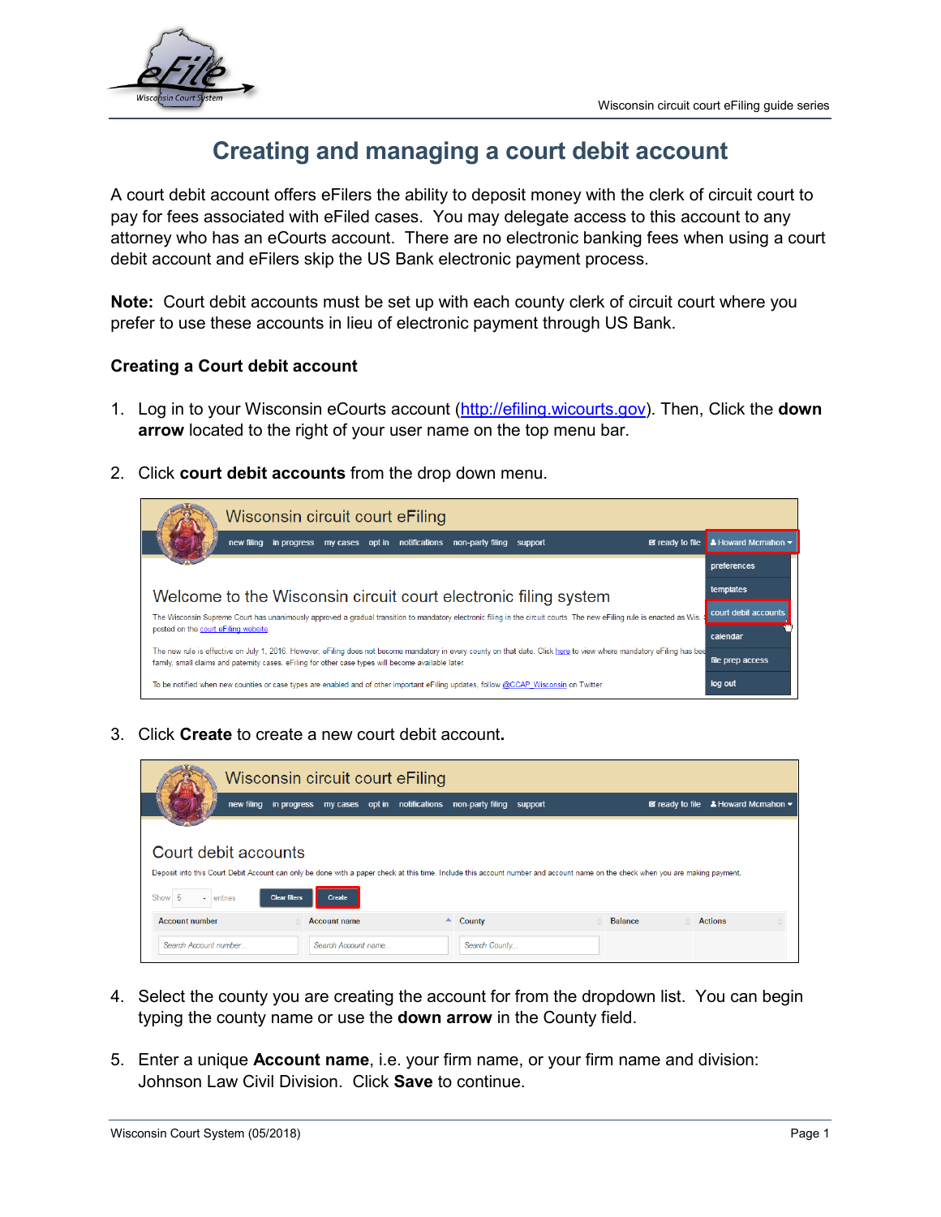# Creating and managing a court debit account

A court debit account offers eFilers the ability to deposit money with the clerk of circuit court to pay for fees associated with eFiled cases. You may delegate access to this account to any attorney who has an eCourts account. There are no electronic banking fees when using a court debit account and eFilers skip the US Bank electronic payment process.

**Note:** Court debit accounts must be set up with each county clerk of circuit court where you prefer to use these accounts in lieu of electronic payment through US Bank.

## Creating a Court debit account

1. Log in to your Wisconsin eCourts account (http://efiling.wicourts.gov). Then, Click the **down arrow** located to the right of your user name on the top menu bar.

2. Click **court debit accounts** from the drop down menu.

3. Click **Create** to create a new court debit account**.**

4. Select the county you are creating the account for from the dropdown list. You can begin typing the county name or use the **down arrow** in the County field.

5. Enter a unique **Account name**, i.e. your firm name, or your firm name and division: Johnson Law Civil Division. Click **Save** to continue.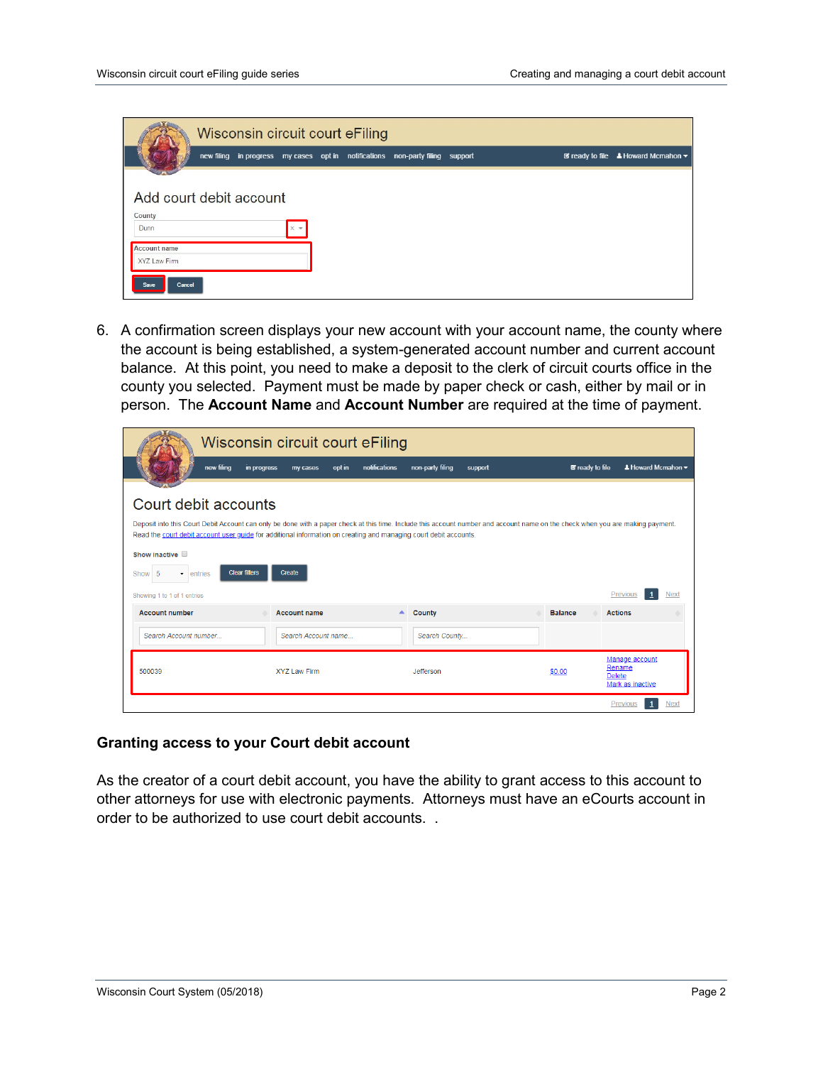Wisconsin circuit court eFiling

new filing in progress my cases opt in notifications non-party filing support ready to file Howard Mcmahon

Add court debit account

County

Dunn

Account name

XYZ Law Firm

Save Cancel

6. A confirmation screen displays your new account with your account name, the county where the account is being established, a system-generated account number and current account balance. At this point, you need to make a deposit to the clerk of circuit courts office in the county you selected. Payment must be made by paper check or cash, either by mail or in person. The **Account Name** and **Account Number** are required at the time of payment.

Wisconsin circuit court eFiling

new filing in progress my cases opt in notifications non-party filing support ready to file Howard Mcmahon

Court debit accounts

Deposit into this Court Debit Account can only be done with a paper check at this time. Include this account number and account name on the check when you are making payment. Read the court debit account user guide for additional information on creating and managing court debit accounts.

Show inactive

Show 5 entries Clear filters Create

Showing 1 to 1 of 1 entries Previous 1 Next

| Account number | Account name | County | Balance | Actions |
|---|---|---|---|---|
| Search Account number... | Search Account name... | Search County... | | |
| 500039 | XYZ Law Firm | Jefferson | $0.00 | Manage account<br>Rename<br>Delete<br>Mark as inactive |

Previous 1 Next

### Granting access to your Court debit account

As the creator of a court debit account, you have the ability to grant access to this account to other attorneys for use with electronic payments. Attorneys must have an eCourts account in order to be authorized to use court debit accounts. .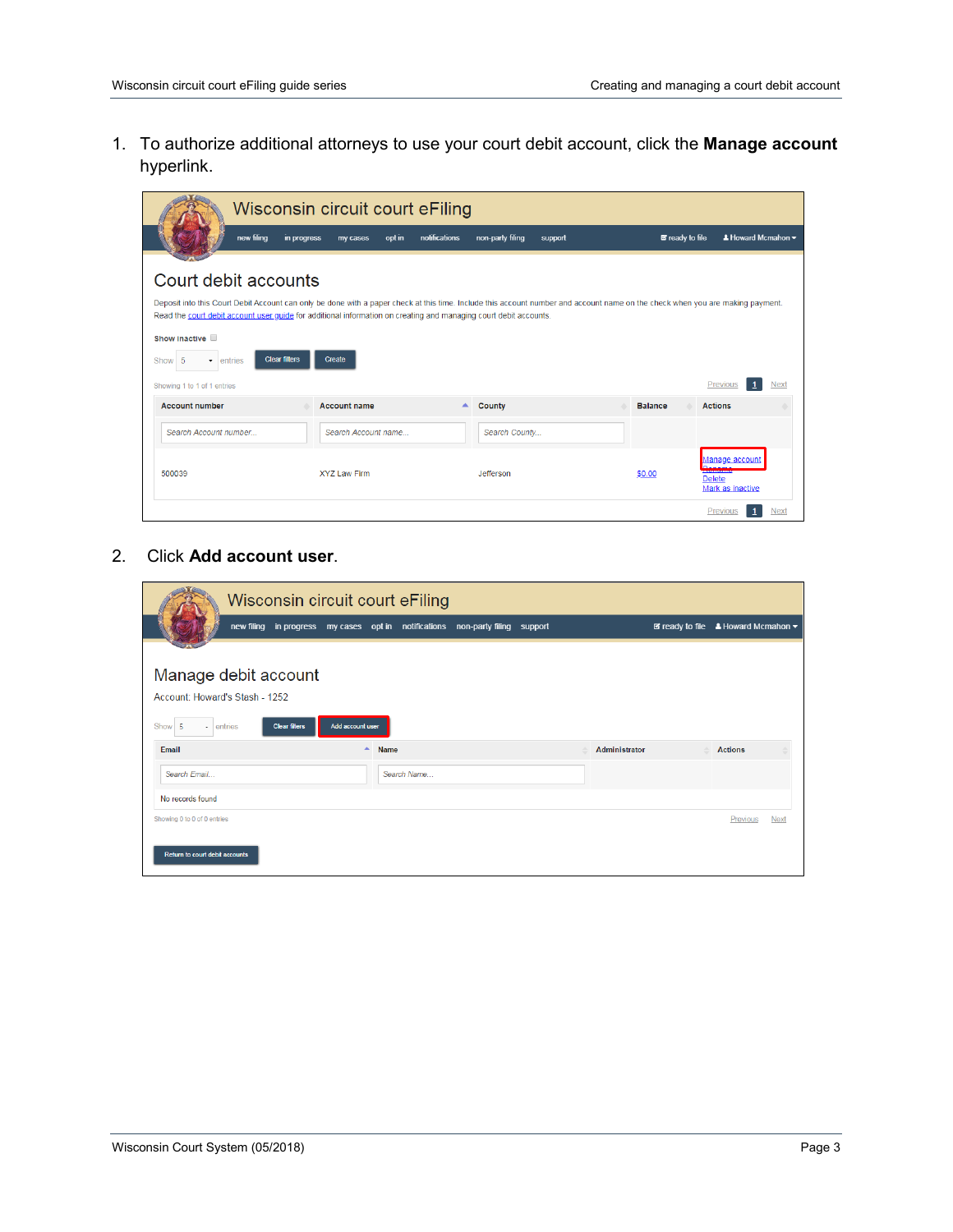1. To authorize additional attorneys to use your court debit account, click the **Manage account** hyperlink.

2. Click **Add account user**.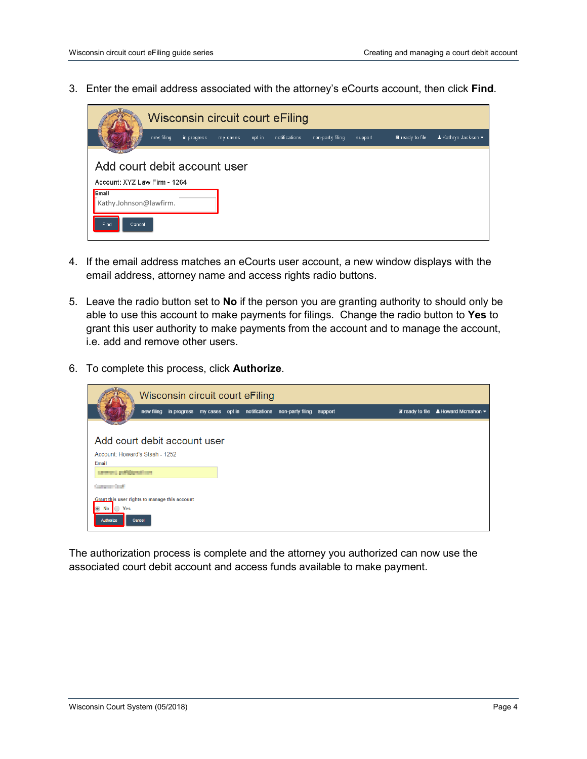3. Enter the email address associated with the attorney's eCourts account, then click **Find**.

4. If the email address matches an eCourts user account, a new window displays with the email address, attorney name and access rights radio buttons.

5. Leave the radio button set to **No** if the person you are granting authority to should only be able to use this account to make payments for filings. Change the radio button to **Yes** to grant this user authority to make payments from the account and to manage the account, i.e. add and remove other users.

6. To complete this process, click **Authorize**.

The authorization process is complete and the attorney you authorized can now use the associated court debit account and access funds available to make payment.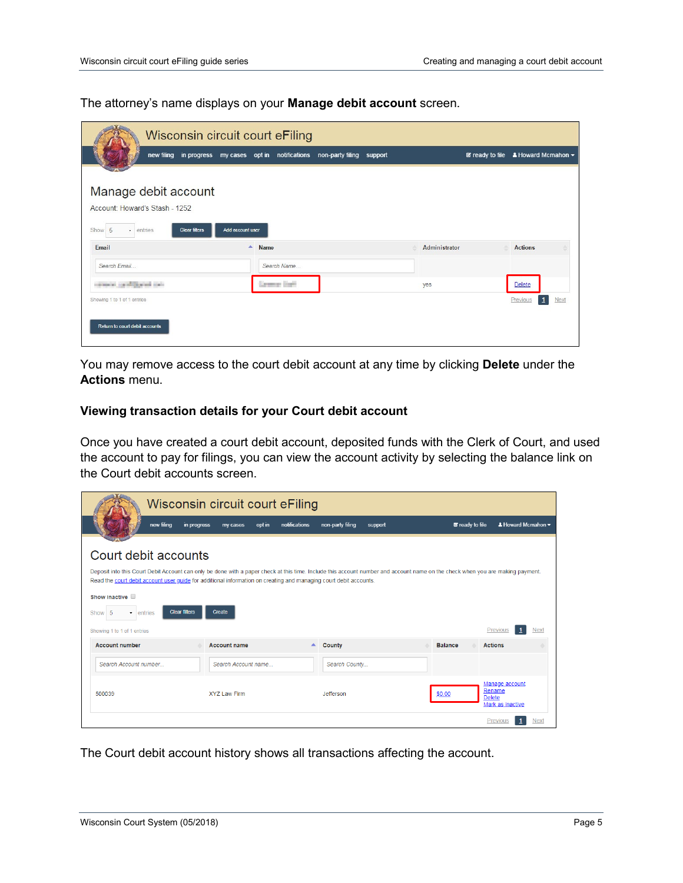The attorney's name displays on your **Manage debit account** screen.

You may remove access to the court debit account at any time by clicking **Delete** under the **Actions** menu.

### Viewing transaction details for your Court debit account

Once you have created a court debit account, deposited funds with the Clerk of Court, and used the account to pay for filings, you can view the account activity by selecting the balance link on the Court debit accounts screen.

The Court debit account history shows all transactions affecting the account.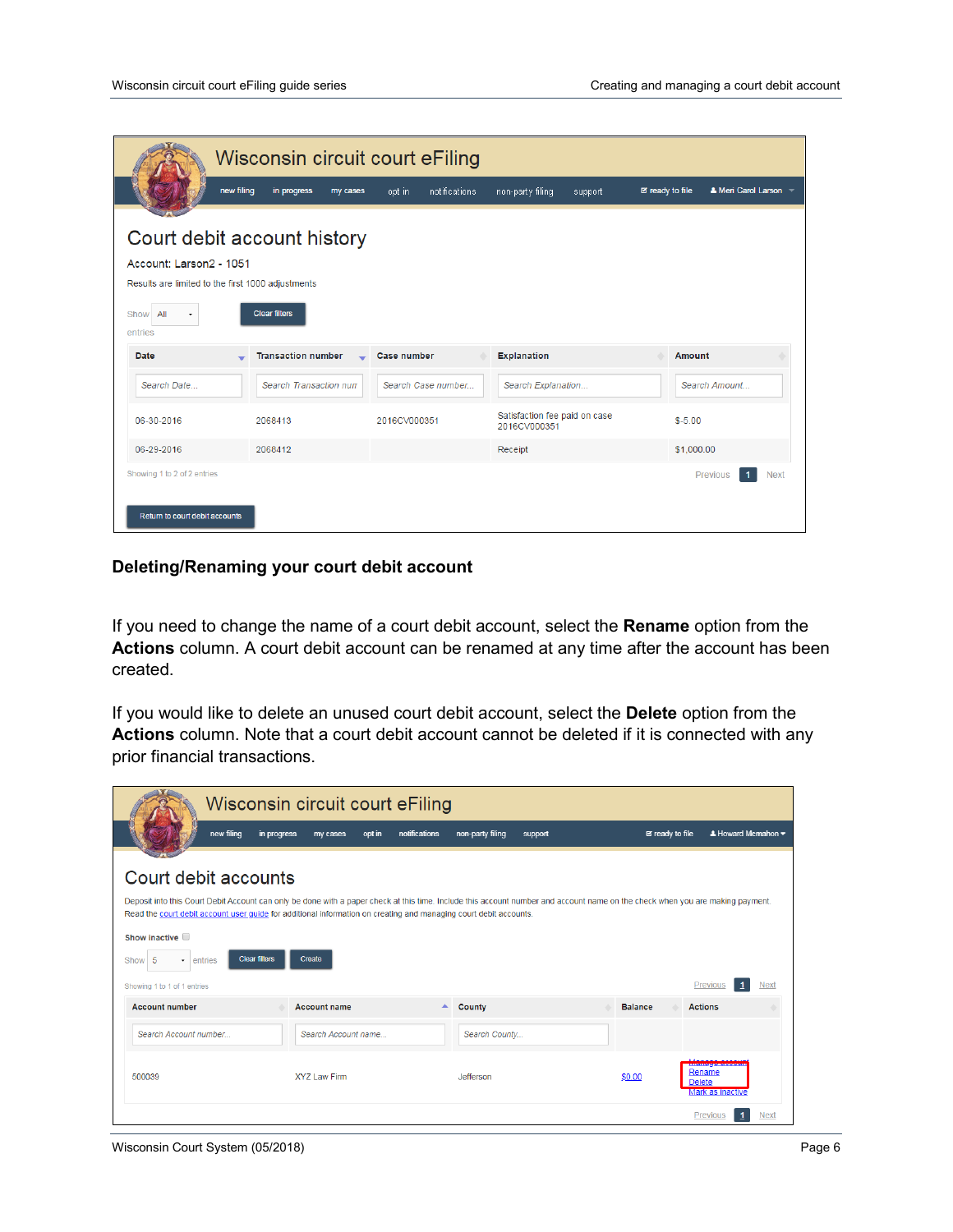## Court debit account history

Account: Larson2 - 1051

Results are limited to the first 1000 adjustments

| Date | Transaction number | Case number | Explanation | Amount |
|---|---|---|---|---|
| 06-30-2016 | 2068413 | 2016CV000351 | Satisfaction fee paid on case 2016CV000351 | $-5.00 |
| 06-29-2016 | 2068412 | | Receipt | $1,000.00 |

Showing 1 to 2 of 2 entries

Return to court debit accounts

## Deleting/Renaming your court debit account

If you need to change the name of a court debit account, select the **Rename** option from the **Actions** column. A court debit account can be renamed at any time after the account has been created.

If you would like to delete an unused court debit account, select the **Delete** option from the **Actions** column. Note that a court debit account cannot be deleted if it is connected with any prior financial transactions.

## Court debit accounts

Deposit into this Court Debit Account can only be done with a paper check at this time. Include this account number and account name on the check when you are making payment. Read the court debit account user guide for additional information on creating and managing court debit accounts.

| Account number | Account name | County | Balance | Actions |
|---|---|---|---|---|
| 500039 | XYZ Law Firm | Jefferson | $0.00 | Manage account, Rename, Delete, Mark as inactive |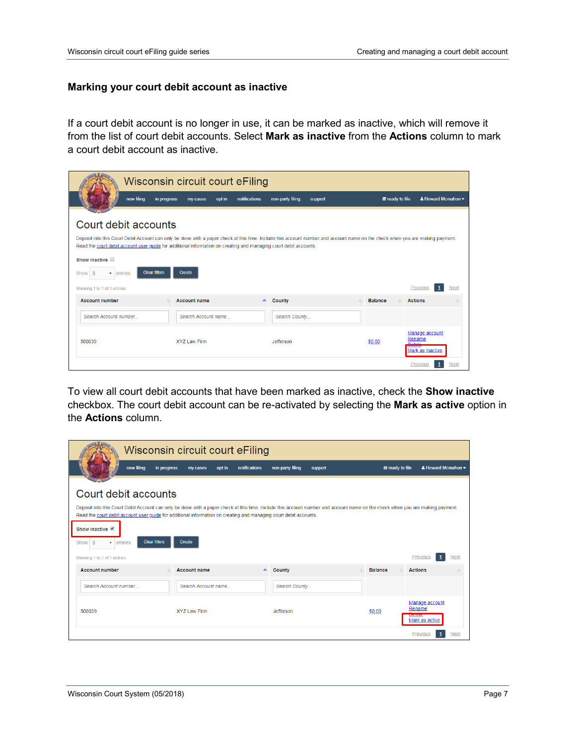## Marking your court debit account as inactive

If a court debit account is no longer in use, it can be marked as inactive, which will remove it from the list of court debit accounts. Select **Mark as inactive** from the **Actions** column to mark a court debit account as inactive.

To view all court debit accounts that have been marked as inactive, check the **Show inactive** checkbox. The court debit account can be re-activated by selecting the **Mark as active** option in the **Actions** column.